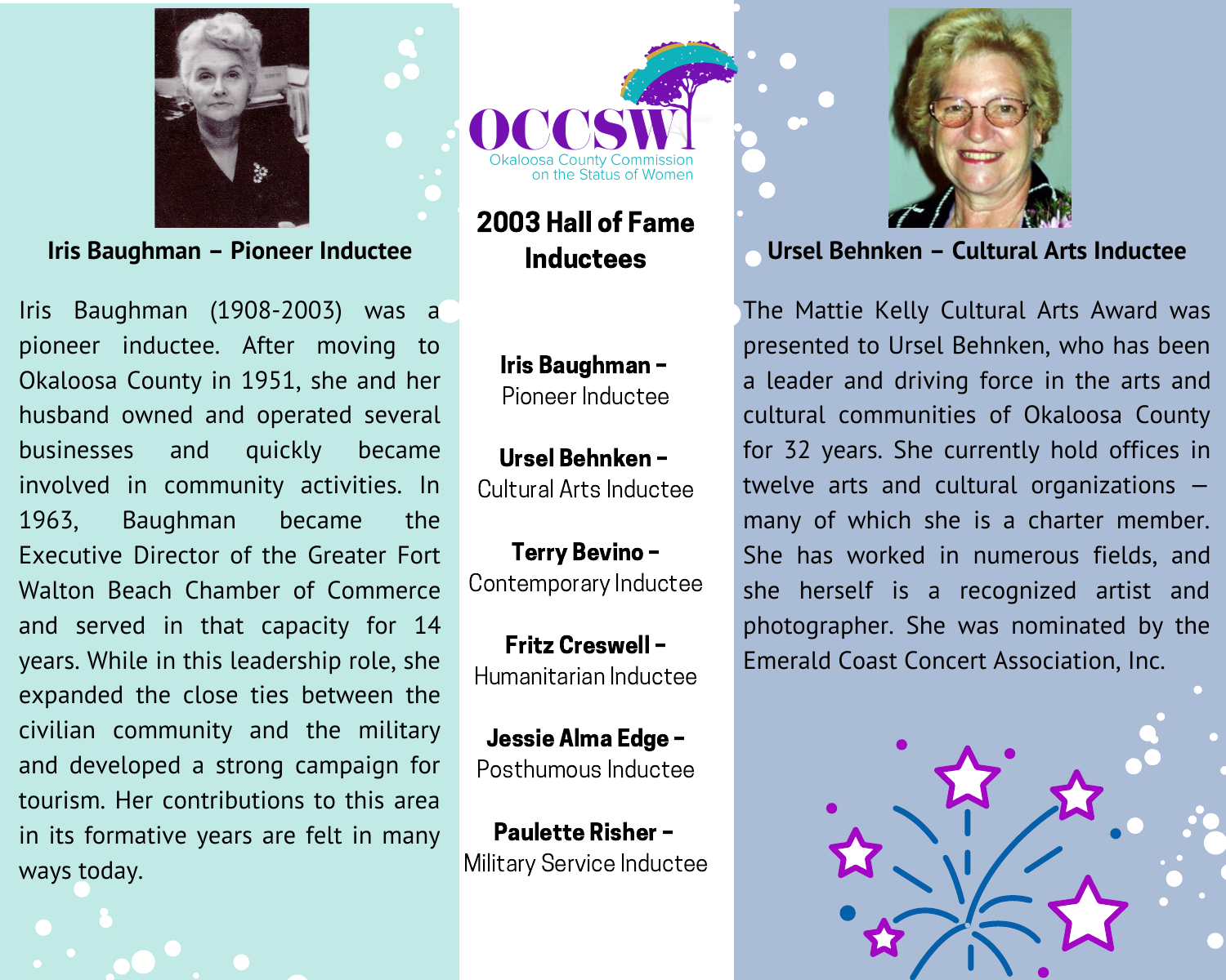# OCCSW

Okaloosa County Commission on the Status of Women

## 2003 Hall of Fame Inductees

**Iris Baughman –** Pioneer Inductee

**Ursel Behnken –** Cultural Arts Inductee

**Terry Bevino –** Contemporary Inductee

**Fritz Creswell –** Humanitarian Inductee

**Jessie Alma Edge –** Posthumous Inductee

**Paulette Risher –** Military Service Inductee

### Iris Baughman – Pioneer Inductee

Iris Baughman (1908-2003) was a pioneer inductee. After moving to Okaloosa County in 1951, she and her husband owned and operated several businesses and quickly became involved in community activities. In 1963, Baughman became the Executive Director of the Greater Fort Walton Beach Chamber of Commerce and served in that capacity for 14 years. While in this leadership role, she expanded the close ties between the civilian community and the military and developed a strong campaign for tourism. Her contributions to this area in its formative years are felt in many ways today.

### Ursel Behnken – Cultural Arts Inductee

The Mattie Kelly Cultural Arts Award was presented to Ursel Behnken, who has been a leader and driving force in the arts and cultural communities of Okaloosa County for 32 years. She currently hold offices in twelve arts and cultural organizations – many of which she is a charter member. She has worked in numerous fields, and she herself is a recognized artist and photographer. She was nominated by the Emerald Coast Concert Association, Inc.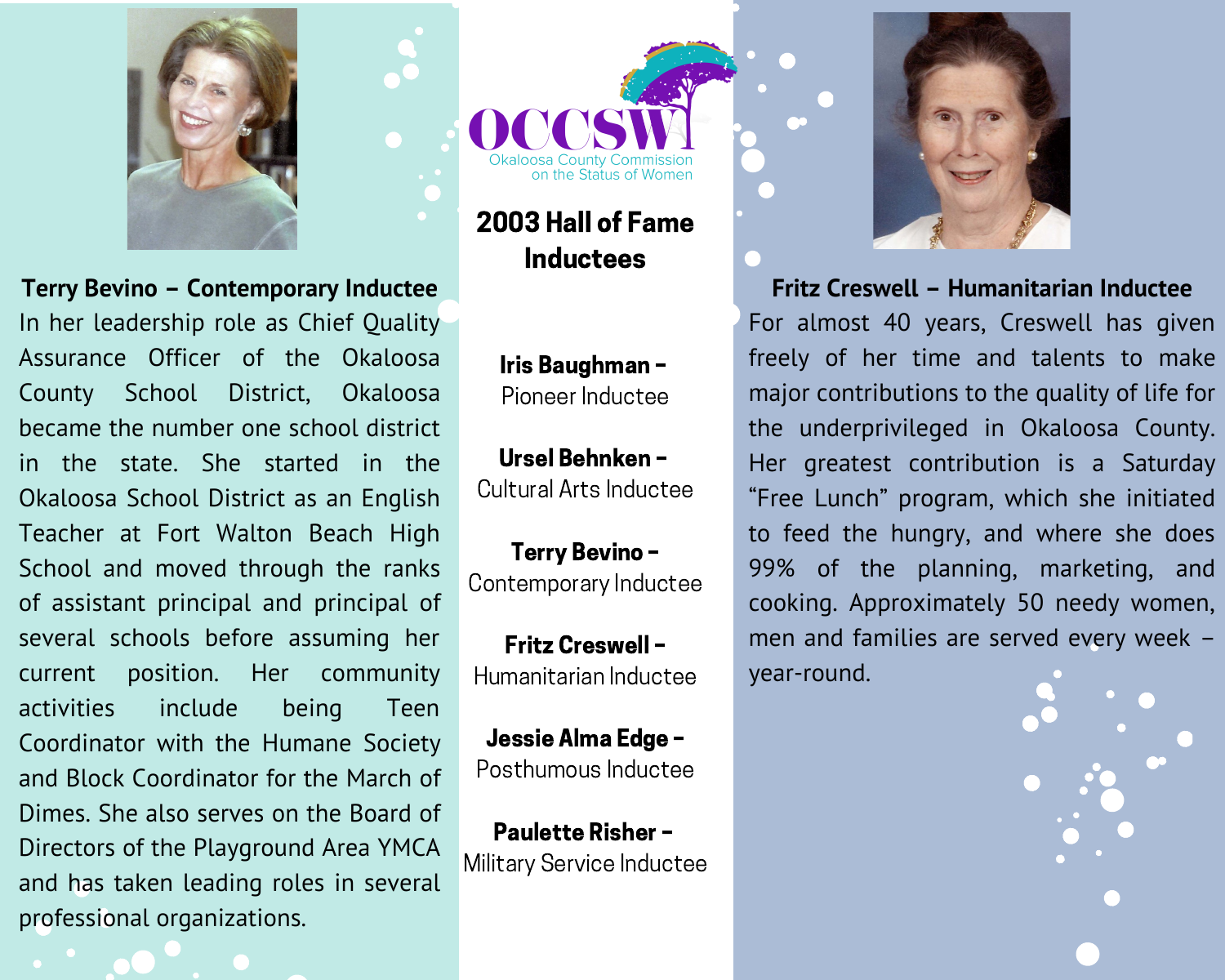OCCSW

Okaloosa County Commission on the Status of Women

## 2003 Hall of Fame Inductees

**Iris Baughman –** Pioneer Inductee

**Ursel Behnken –** Cultural Arts Inductee

**Terry Bevino –** Contemporary Inductee

**Fritz Creswell –** Humanitarian Inductee

**Jessie Alma Edge –** Posthumous Inductee

**Paulette Risher –** Military Service Inductee

**Terry Bevino – Contemporary Inductee**

In her leadership role as Chief Quality Assurance Officer of the Okaloosa County School District, Okaloosa became the number one school district in the state. She started in the Okaloosa School District as an English Teacher at Fort Walton Beach High School and moved through the ranks of assistant principal and principal of several schools before assuming her current position. Her community activities include being Teen Coordinator with the Humane Society and Block Coordinator for the March of Dimes. She also serves on the Board of Directors of the Playground Area YMCA and has taken leading roles in several professional organizations.

**Fritz Creswell – Humanitarian Inductee**

For almost 40 years, Creswell has given freely of her time and talents to make major contributions to the quality of life for the underprivileged in Okaloosa County. Her greatest contribution is a Saturday "Free Lunch" program, which she initiated to feed the hungry, and where she does 99% of the planning, marketing, and cooking. Approximately 50 needy women, men and families are served every week – year-round.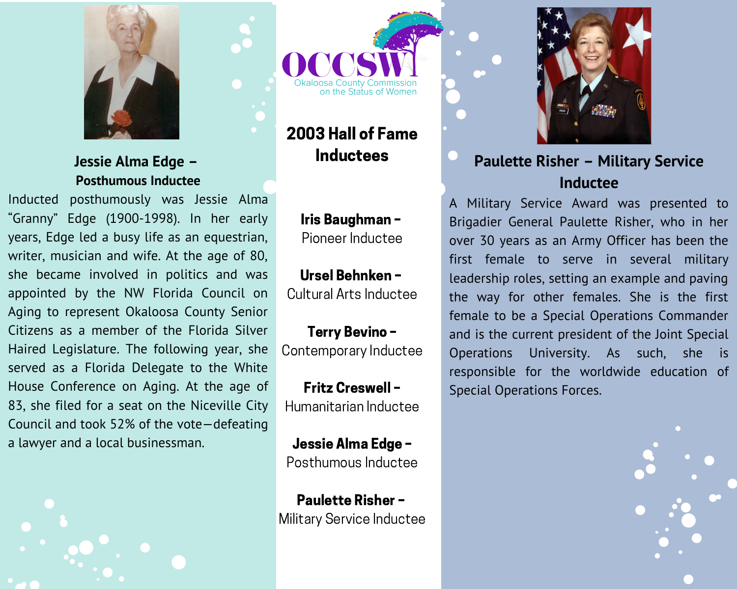OCCSW

Okaloosa County Commission on the Status of Women

## 2003 Hall of Fame Inductees

**Iris Baughman –**
Pioneer Inductee

**Ursel Behnken –**
Cultural Arts Inductee

**Terry Bevino –**
Contemporary Inductee

**Fritz Creswell –**
Humanitarian Inductee

**Jessie Alma Edge –**
Posthumous Inductee

**Paulette Risher –**
Military Service Inductee

### Jessie Alma Edge – Posthumous Inductee

Inducted posthumously was Jessie Alma "Granny" Edge (1900-1998). In her early years, Edge led a busy life as an equestrian, writer, musician and wife. At the age of 80, she became involved in politics and was appointed by the NW Florida Council on Aging to represent Okaloosa County Senior Citizens as a member of the Florida Silver Haired Legislature. The following year, she served as a Florida Delegate to the White House Conference on Aging. At the age of 83, she filed for a seat on the Niceville City Council and took 52% of the vote—defeating a lawyer and a local businessman.

### Paulette Risher – Military Service Inductee

A Military Service Award was presented to Brigadier General Paulette Risher, who in her over 30 years as an Army Officer has been the first female to serve in several military leadership roles, setting an example and paving the way for other females. She is the first female to be a Special Operations Commander and is the current president of the Joint Special Operations University. As such, she is responsible for the worldwide education of Special Operations Forces.